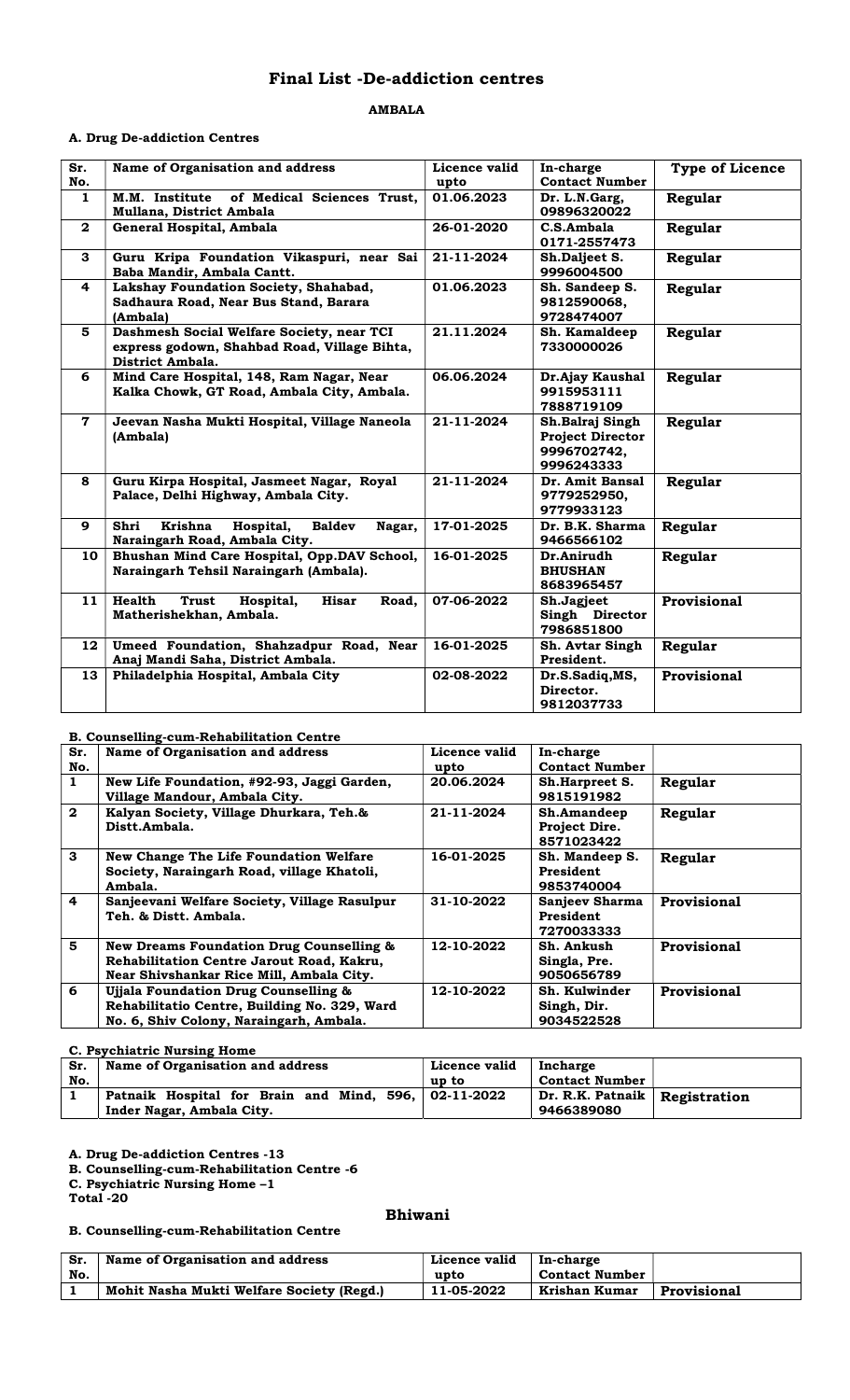# Final List -De-addiction centres

## AMBALA

### A. Drug De-addiction Centres

| Sr. No. | Name of Organisation and address | Licence valid upto | In-charge Contact Number | Type of Licence |
|---|---|---|---|---|
| 1 | M.M. Institute of Medical Sciences Trust, Mullana, District Ambala | 01.06.2023 | Dr. L.N.Garg, 09896320022 | Regular |
| 2 | General Hospital, Ambala | 26-01-2020 | C.S.Ambala 0171-2557473 | Regular |
| 3 | Guru Kripa Foundation Vikaspuri, near Sai Baba Mandir, Ambala Cantt. | 21-11-2024 | Sh.Daljeet S. 9996004500 | Regular |
| 4 | Lakshay Foundation Society, Shahabad, Sadhaura Road, Near Bus Stand, Barara (Ambala) | 01.06.2023 | Sh. Sandeep S. 9812590068, 9728474007 | Regular |
| 5 | Dashmesh Social Welfare Society, near TCI express godown, Shahbad Road, Village Bihta, District Ambala. | 21.11.2024 | Sh. Kamaldeep 7330000026 | Regular |
| 6 | Mind Care Hospital, 148, Ram Nagar, Near Kalka Chowk, GT Road, Ambala City, Ambala. | 06.06.2024 | Dr.Ajay Kaushal 9915953111 7888719109 | Regular |
| 7 | Jeevan Nasha Mukti Hospital, Village Naneola (Ambala) | 21-11-2024 | Sh.Balraj Singh Project Director 9996702742, 9996243333 | Regular |
| 8 | Guru Kirpa Hospital, Jasmeet Nagar, Royal Palace, Delhi Highway, Ambala City. | 21-11-2024 | Dr. Amit Bansal 9779252950, 9779933123 | Regular |
| 9 | Shri Krishna Hospital, Baldev Nagar, Naraingarh Road, Ambala City. | 17-01-2025 | Dr. B.K. Sharma 9466566102 | Regular |
| 10 | Bhushan Mind Care Hospital, Opp.DAV School, Naraingarh Tehsil Naraingarh (Ambala). | 16-01-2025 | Dr.Anirudh BHUSHAN 8683965457 | Regular |
| 11 | Health Trust Hospital, Hisar Road, Matherishekhan, Ambala. | 07-06-2022 | Sh.Jagjeet Singh Director 7986851800 | Provisional |
| 12 | Umeed Foundation, Shahzadpur Road, Near Anaj Mandi Saha, District Ambala. | 16-01-2025 | Sh. Avtar Singh President. | Regular |
| 13 | Philadelphia Hospital, Ambala City | 02-08-2022 | Dr.S.Sadiq,MS, Director. 9812037733 | Provisional |

### B. Counselling-cum-Rehabilitation Centre

| Sr. No. | Name of Organisation and address | Licence valid upto | In-charge Contact Number | |
|---|---|---|---|---|
| 1 | New Life Foundation, #92-93, Jaggi Garden, Village Mandour, Ambala City. | 20.06.2024 | Sh.Harpreet S. 9815191982 | Regular |
| 2 | Kalyan Society, Village Dhurkara, Teh.& Distt.Ambala. | 21-11-2024 | Sh.Amandeep Project Dire. 8571023422 | Regular |
| 3 | New Change The Life Foundation Welfare Society, Naraingarh Road, village Khatoli, Ambala. | 16-01-2025 | Sh. Mandeep S. President 9853740004 | Regular |
| 4 | Sanjeevani Welfare Society, Village Rasulpur Teh. & Distt. Ambala. | 31-10-2022 | Sanjeev Sharma President 7270033333 | Provisional |
| 5 | New Dreams Foundation Drug Counselling & Rehabilitation Centre Jarout Road, Kakru, Near Shivshankar Rice Mill, Ambala City. | 12-10-2022 | Sh. Ankush Singla, Pre. 9050656789 | Provisional |
| 6 | Ujjala Foundation Drug Counselling & Rehabilitatio Centre, Building No. 329, Ward No. 6, Shiv Colony, Naraingarh, Ambala. | 12-10-2022 | Sh. Kulwinder Singh, Dir. 9034522528 | Provisional |

### C. Psychiatric Nursing Home

| Sr. No. | Name of Organisation and address | Licence valid up to | Incharge Contact Number | |
|---|---|---|---|---|
| 1 | Patnaik Hospital for Brain and Mind, 596, Inder Nagar, Ambala City. | 02-11-2022 | Dr. R.K. Patnaik 9466389080 | Registration |

**A. Drug De-addiction Centres -13**
**B. Counselling-cum-Rehabilitation Centre -6**
**C. Psychiatric Nursing Home –1**
**Total -20**

## Bhiwani

### B. Counselling-cum-Rehabilitation Centre

| Sr. No. | Name of Organisation and address | Licence valid upto | In-charge Contact Number | |
|---|---|---|---|---|
| 1 | Mohit Nasha Mukti Welfare Society (Regd.) | 11-05-2022 | Krishan Kumar | Provisional |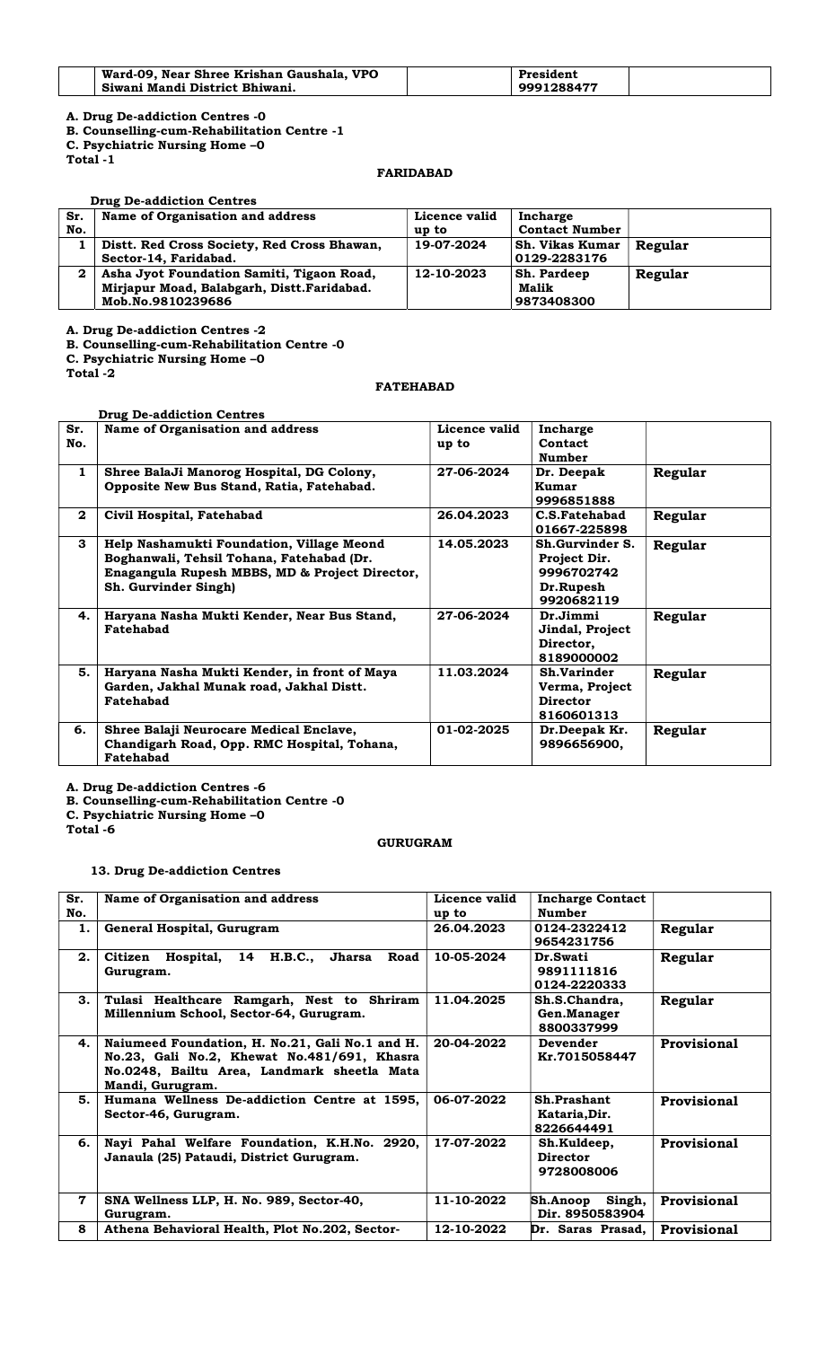| | Ward-09, Near Shree Krishan Gaushala, VPO Siwani Mandi District Bhiwani. | | President 9991288477 | |
|---|---|---|---|---|

**A. Drug De-addiction Centres -0**
**B. Counselling-cum-Rehabilitation Centre -1**
**C. Psychiatric Nursing Home –0**
**Total -1**

## FARIDABAD

**Drug De-addiction Centres**

| Sr. No. | Name of Organisation and address | Licence valid up to | Incharge Contact Number | |
|---|---|---|---|---|
| 1 | Distt. Red Cross Society, Red Cross Bhawan, Sector-14, Faridabad. | 19-07-2024 | Sh. Vikas Kumar 0129-2283176 | Regular |
| 2 | Asha Jyot Foundation Samiti, Tigaon Road, Mirjapur Moad, Balabgarh, Distt.Faridabad. Mob.No.9810239686 | 12-10-2023 | Sh. Pardeep Malik 9873408300 | Regular |

**A. Drug De-addiction Centres -2**
**B. Counselling-cum-Rehabilitation Centre -0**
**C. Psychiatric Nursing Home –0**
**Total -2**

## FATEHABAD

**Drug De-addiction Centres**

| Sr. No. | Name of Organisation and address | Licence valid up to | Incharge Contact Number | |
|---|---|---|---|---|
| 1 | Shree BalaJi Manorog Hospital, DG Colony, Opposite New Bus Stand, Ratia, Fatehabad. | 27-06-2024 | Dr. Deepak Kumar 9996851888 | Regular |
| 2 | Civil Hospital, Fatehabad | 26.04.2023 | C.S.Fatehabad 01667-225898 | Regular |
| 3 | Help Nashamukti Foundation, Village Meond Boghanwali, Tehsil Tohana, Fatehabad (Dr. Enagangula Rupesh MBBS, MD & Project Director, Sh. Gurvinder Singh) | 14.05.2023 | Sh.Gurvinder S. Project Dir. 9996702742 Dr.Rupesh 9920682119 | Regular |
| 4. | Haryana Nasha Mukti Kender, Near Bus Stand, Fatehabad | 27-06-2024 | Dr.Jimmi Jindal, Project Director, 8189000002 | Regular |
| 5. | Haryana Nasha Mukti Kender, in front of Maya Garden, Jakhal Munak road, Jakhal Distt. Fatehabad | 11.03.2024 | Sh.Varinder Verma, Project Director 8160601313 | Regular |
| 6. | Shree Balaji Neurocare Medical Enclave, Chandigarh Road, Opp. RMC Hospital, Tohana, Fatehabad | 01-02-2025 | Dr.Deepak Kr. 9896656900, | Regular |

**A. Drug De-addiction Centres -6**
**B. Counselling-cum-Rehabilitation Centre -0**
**C. Psychiatric Nursing Home –0**
**Total -6**

## GURUGRAM

**13. Drug De-addiction Centres**

| Sr. No. | Name of Organisation and address | Licence valid up to | Incharge Contact Number | |
|---|---|---|---|---|
| 1. | General Hospital, Gurugram | 26.04.2023 | 0124-2322412 9654231756 | Regular |
| 2. | Citizen Hospital, 14 H.B.C., Jharsa Road Gurugram. | 10-05-2024 | Dr.Swati 9891111816 0124-2220333 | Regular |
| 3. | Tulasi Healthcare Ramgarh, Nest to Shriram Millennium School, Sector-64, Gurugram. | 11.04.2025 | Sh.S.Chandra, Gen.Manager 8800337999 | Regular |
| 4. | Naiumeed Foundation, H. No.21, Gali No.1 and H. No.23, Gali No.2, Khewat No.481/691, Khasra No.0248, Bailtu Area, Landmark sheetla Mata Mandi, Gurugram. | 20-04-2022 | Devender Kr.7015058447 | Provisional |
| 5. | Humana Wellness De-addiction Centre at 1595, Sector-46, Gurugram. | 06-07-2022 | Sh.Prashant Kataria,Dir. 8226644491 | Provisional |
| 6. | Nayi Pahal Welfare Foundation, K.H.No. 2920, Janaula (25) Pataudi, District Gurugram. | 17-07-2022 | Sh.Kuldeep, Director 9728008006 | Provisional |
| 7 | SNA Wellness LLP, H. No. 989, Sector-40, Gurugram. | 11-10-2022 | Sh.Anoop Singh, Dir. 8950583904 | Provisional |
| 8 | Athena Behavioral Health, Plot No.202, Sector- | 12-10-2022 | Dr. Saras Prasad, | Provisional |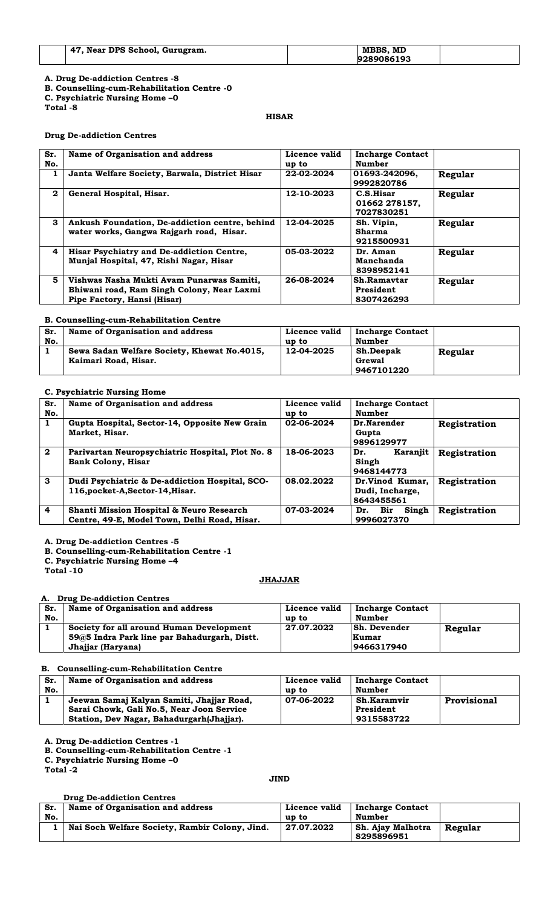| | 47, Near DPS School, Gurugram. | | MBBS, MD 9289086193 | |
|---|---|---|---|---|

**A. Drug De-addiction Centres -8**
**B. Counselling-cum-Rehabilitation Centre -0**
**C. Psychiatric Nursing Home –0**
**Total -8**

## HISAR

**Drug De-addiction Centres**

| Sr. No. | Name of Organisation and address | Licence valid up to | Incharge Contact Number | |
|---|---|---|---|---|
| 1 | Janta Welfare Society, Barwala, District Hisar | 22-02-2024 | 01693-242096, 9992820786 | Regular |
| 2 | General Hospital, Hisar. | 12-10-2023 | C.S.Hisar 01662 278157, 7027830251 | Regular |
| 3 | Ankush Foundation, De-addiction centre, behind water works, Gangwa Rajgarh road, Hisar. | 12-04-2025 | Sh. Vipin, Sharma 9215500931 | Regular |
| 4 | Hisar Psychiatry and De-addiction Centre, Munjal Hospital, 47, Rishi Nagar, Hisar | 05-03-2022 | Dr. Aman Manchanda 8398952141 | Regular |
| 5 | Vishwas Nasha Mukti Avam Punarwas Samiti, Bhiwani road, Ram Singh Colony, Near Laxmi Pipe Factory, Hansi (Hisar) | 26-08-2024 | Sh.Ramavtar President 8307426293 | Regular |

**B. Counselling-cum-Rehabilitation Centre**

| Sr. No. | Name of Organisation and address | Licence valid up to | Incharge Contact Number | |
|---|---|---|---|---|
| 1 | Sewa Sadan Welfare Society, Khewat No.4015, Kaimari Road, Hisar. | 12-04-2025 | Sh.Deepak Grewal 9467101220 | Regular |

**C. Psychiatric Nursing Home**

| Sr. No. | Name of Organisation and address | Licence valid up to | Incharge Contact Number | |
|---|---|---|---|---|
| 1 | Gupta Hospital, Sector-14, Opposite New Grain Market, Hisar. | 02-06-2024 | Dr.Narender Gupta 9896129977 | Registration |
| 2 | Parivartan Neuropsychiatric Hospital, Plot No. 8 Bank Colony, Hisar | 18-06-2023 | Dr. Karanjit Singh 9468144773 | Registration |
| 3 | Dudi Psychiatric & De-addiction Hospital, SCO-116,pocket-A,Sector-14,Hisar. | 08.02.2022 | Dr.Vinod Kumar, Dudi, Incharge, 8643455561 | Registration |
| 4 | Shanti Mission Hospital & Neuro Research Centre, 49-E, Model Town, Delhi Road, Hisar. | 07-03-2024 | Dr. Bir Singh 9996027370 | Registration |

**A. Drug De-addiction Centres -5**
**B. Counselling-cum-Rehabilitation Centre -1**
**C. Psychiatric Nursing Home –4**
**Total -10**

## JHAJJAR

**A. Drug De-addiction Centres**

| Sr. No. | Name of Organisation and address | Licence valid up to | Incharge Contact Number | |
|---|---|---|---|---|
| 1 | Society for all around Human Development 59@5 Indra Park line par Bahadurgarh, Distt. Jhajjar (Haryana) | 27.07.2022 | Sh. Devender Kumar 9466317940 | Regular |

**B. Counselling-cum-Rehabilitation Centre**

| Sr. No. | Name of Organisation and address | Licence valid up to | Incharge Contact Number | |
|---|---|---|---|---|
| 1 | Jeewan Samaj Kalyan Samiti, Jhajjar Road, Sarai Chowk, Gali No.5, Near Joon Service Station, Dev Nagar, Bahadurgarh(Jhajjar). | 07-06-2022 | Sh.Karamvir President 9315583722 | Provisional |

**A. Drug De-addiction Centres -1**
**B. Counselling-cum-Rehabilitation Centre -1**
**C. Psychiatric Nursing Home –0**
**Total -2**

## JIND

**Drug De-addiction Centres**

| Sr. No. | Name of Organisation and address | Licence valid up to | Incharge Contact Number | |
|---|---|---|---|---|
| 1 | Nai Soch Welfare Society, Rambir Colony, Jind. | 27.07.2022 | Sh. Ajay Malhotra 8295896951 | Regular |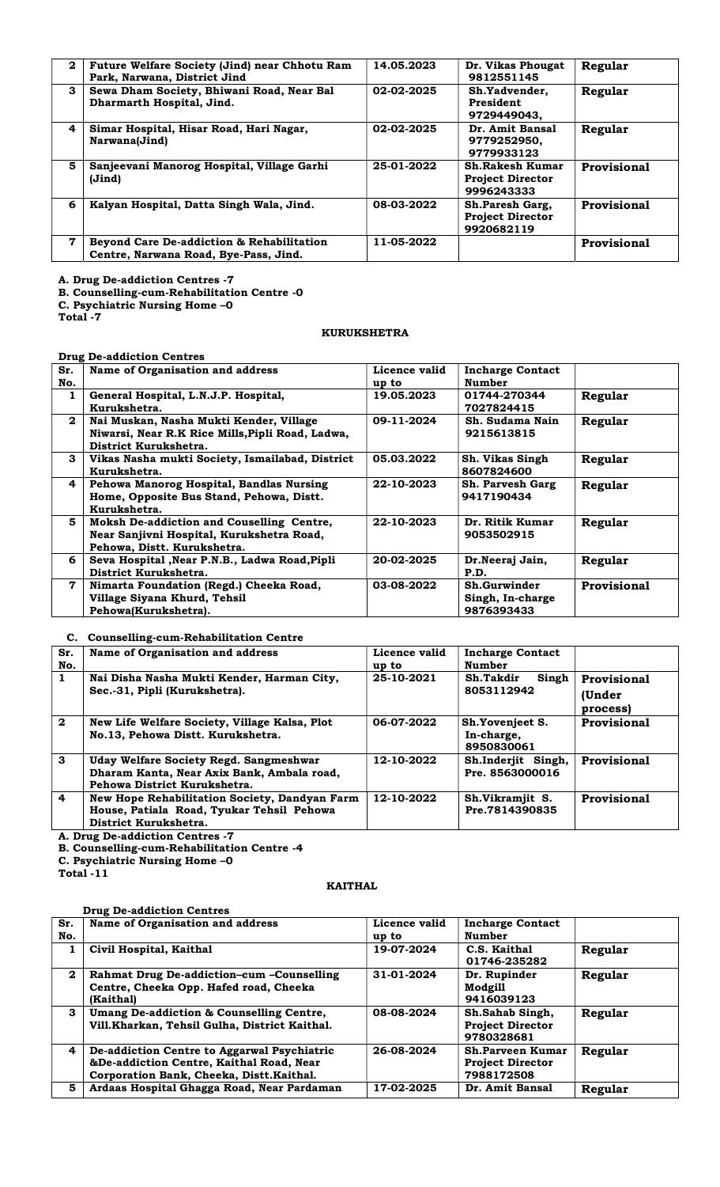| 2 | Future Welfare Society (Jind) near Chhotu Ram Park, Narwana, District Jind | 14.05.2023 | Dr. Vikas Phougat 9812551145 | Regular |
|---|---|---|---|---|
| 3 | Sewa Dham Society, Bhiwani Road, Near Bal Dharmarth Hospital, Jind. | 02-02-2025 | Sh.Yadvender, President 9729449043, | Regular |
| 4 | Simar Hospital, Hisar Road, Hari Nagar, Narwana(Jind) | 02-02-2025 | Dr. Amit Bansal 9779252950, 9779933123 | Regular |
| 5 | Sanjeevani Manorog Hospital, Village Garhi (Jind) | 25-01-2022 | Sh.Rakesh Kumar Project Director 9996243333 | Provisional |
| 6 | Kalyan Hospital, Datta Singh Wala, Jind. | 08-03-2022 | Sh.Paresh Garg, Project Director 9920682119 | Provisional |
| 7 | Beyond Care De-addiction & Rehabilitation Centre, Narwana Road, Bye-Pass, Jind. | 11-05-2022 | | Provisional |

**A. Drug De-addiction Centres -7**
**B. Counselling-cum-Rehabilitation Centre -0**
**C. Psychiatric Nursing Home –0**
**Total -7**

## KURUKSHETRA

**Drug De-addiction Centres**

| Sr. No. | Name of Organisation and address | Licence valid up to | Incharge Contact Number | |
|---|---|---|---|---|
| 1 | General Hospital, L.N.J.P. Hospital, Kurukshetra. | 19.05.2023 | 01744-270344 7027824415 | Regular |
| 2 | Nai Muskan, Nasha Mukti Kender, Village Niwarsi, Near R.K Rice Mills,Pipli Road, Ladwa, District Kurukshetra. | 09-11-2024 | Sh. Sudama Nain 9215613815 | Regular |
| 3 | Vikas Nasha mukti Society, Ismailabad, District Kurukshetra. | 05.03.2022 | Sh. Vikas Singh 8607824600 | Regular |
| 4 | Pehowa Manorog Hospital, Bandlas Nursing Home, Opposite Bus Stand, Pehowa, Distt. Kurukshetra. | 22-10-2023 | Sh. Parvesh Garg 9417190434 | Regular |
| 5 | Moksh De-addiction and Couselling Centre, Near Sanjivni Hospital, Kurukshetra Road, Pehowa, Distt. Kurukshetra. | 22-10-2023 | Dr. Ritik Kumar 9053502915 | Regular |
| 6 | Seva Hospital ,Near P.N.B., Ladwa Road,Pipli District Kurukshetra. | 20-02-2025 | Dr.Neeraj Jain, P.D. | Regular |
| 7 | Nimarta Foundation (Regd.) Cheeka Road, Village Siyana Khurd, Tehsil Pehowa(Kurukshetra). | 03-08-2022 | Sh.Gurwinder Singh, In-charge 9876393433 | Provisional |

**C. Counselling-cum-Rehabilitation Centre**

| Sr. No. | Name of Organisation and address | Licence valid up to | Incharge Contact Number | |
|---|---|---|---|---|
| 1 | Nai Disha Nasha Mukti Kender, Harman City, Sec.-31, Pipli (Kurukshetra). | 25-10-2021 | Sh.Takdir Singh 8053112942 | Provisional (Under process) |
| 2 | New Life Welfare Society, Village Kalsa, Plot No.13, Pehowa Distt. Kurukshetra. | 06-07-2022 | Sh.Yovenjeet S. In-charge, 8950830061 | Provisional |
| 3 | Uday Welfare Society Regd. Sangmeshwar Dharam Kanta, Near Axix Bank, Ambala road, Pehowa District Kurukshetra. | 12-10-2022 | Sh.Inderjit Singh, Pre. 8563000016 | Provisional |
| 4 | New Hope Rehabilitation Society, Dandyan Farm House, Patiala Road, Tyukar Tehsil Pehowa District Kurukshetra. | 12-10-2022 | Sh.Vikramjit S. Pre.7814390835 | Provisional |

**A. Drug De-addiction Centres -7**
**B. Counselling-cum-Rehabilitation Centre -4**
**C. Psychiatric Nursing Home –0**
**Total -11**

## KAITHAL

**Drug De-addiction Centres**

| Sr. No. | Name of Organisation and address | Licence valid up to | Incharge Contact Number | |
|---|---|---|---|---|
| 1 | Civil Hospital, Kaithal | 19-07-2024 | C.S. Kaithal 01746-235282 | Regular |
| 2 | Rahmat Drug De-addiction–cum –Counselling Centre, Cheeka Opp. Hafed road, Cheeka (Kaithal) | 31-01-2024 | Dr. Rupinder Modgill 9416039123 | Regular |
| 3 | Umang De-addiction & Counselling Centre, Vill.Kharkan, Tehsil Gulha, District Kaithal. | 08-08-2024 | Sh.Sahab Singh, Project Director 9780328681 | Regular |
| 4 | De-addiction Centre to Aggarwal Psychiatric &De-addiction Centre, Kaithal Road, Near Corporation Bank, Cheeka, Distt.Kaithal. | 26-08-2024 | Sh.Parveen Kumar Project Director 7988172508 | Regular |
| 5 | Ardaas Hospital Ghagga Road, Near Pardaman | 17-02-2025 | Dr. Amit Bansal | Regular |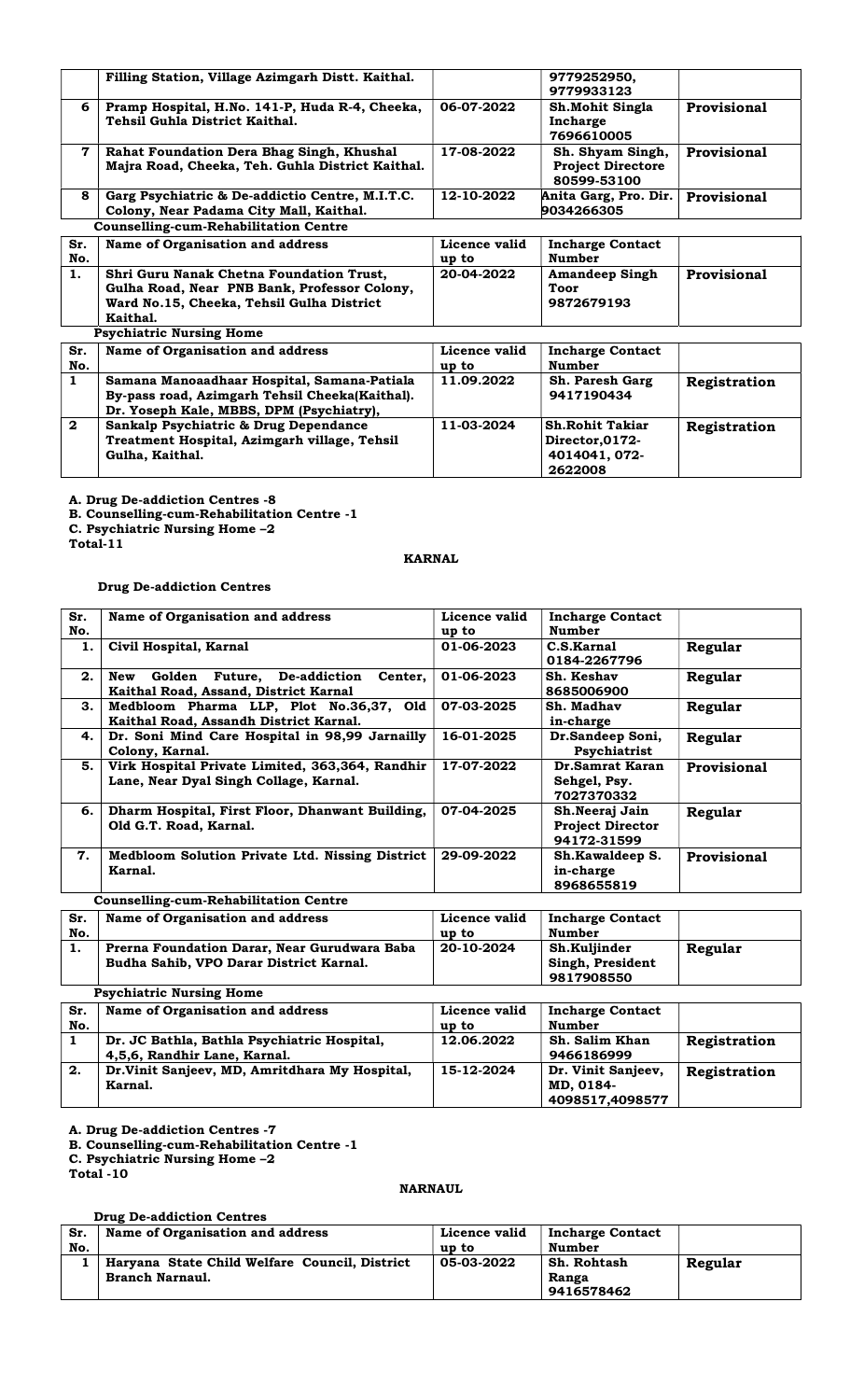| | Filling Station, Village Azimgarh Distt. Kaithal. | | 9779252950, 9779933123 | |
|---|---|---|---|---|
| 6 | Pramp Hospital, H.No. 141-P, Huda R-4, Cheeka, Tehsil Guhla District Kaithal. | 06-07-2022 | Sh.Mohit Singla Incharge 7696610005 | Provisional |
| 7 | Rahat Foundation Dera Bhag Singh, Khushal Majra Road, Cheeka, Teh. Guhla District Kaithal. | 17-08-2022 | Sh. Shyam Singh, Project Directore 80599-53100 | Provisional |
| 8 | Garg Psychiatric & De-addictio Centre, M.I.T.C. Colony, Near Padama City Mall, Kaithal. | 12-10-2022 | Anita Garg, Pro. Dir. 9034266305 | Provisional |

**Counselling-cum-Rehabilitation Centre**

| Sr. No. | Name of Organisation and address | Licence valid up to | Incharge Contact Number | |
|---|---|---|---|---|
| 1. | Shri Guru Nanak Chetna Foundation Trust, Gulha Road, Near PNB Bank, Professor Colony, Ward No.15, Cheeka, Tehsil Gulha District Kaithal. | 20-04-2022 | Amandeep Singh Toor 9872679193 | Provisional |

**Psychiatric Nursing Home**

| Sr. No. | Name of Organisation and address | Licence valid up to | Incharge Contact Number | |
|---|---|---|---|---|
| 1 | Samana Manoadhaar Hospital, Samana-Patiala By-pass road, Azimgarh Tehsil Cheeka(Kaithal). Dr. Yoseph Kale, MBBS, DPM (Psychiatry), | 11.09.2022 | Sh. Paresh Garg 9417190434 | Registration |
| 2 | Sankalp Psychiatric & Drug Dependance Treatment Hospital, Azimgarh village, Tehsil Gulha, Kaithal. | 11-03-2024 | Sh.Rohit Takiar Director,0172-4014041, 072-2622008 | Registration |

**A. Drug De-addiction Centres -8**
**B. Counselling-cum-Rehabilitation Centre -1**
**C. Psychiatric Nursing Home –2**
**Total-11**

## KARNAL

**Drug De-addiction Centres**

| Sr. No. | Name of Organisation and address | Licence valid up to | Incharge Contact Number | |
|---|---|---|---|---|
| 1. | Civil Hospital, Karnal | 01-06-2023 | C.S.Karnal 0184-2267796 | Regular |
| 2. | New Golden Future, De-addiction Center, Kaithal Road, Assand, District Karnal | 01-06-2023 | Sh. Keshav 8685006900 | Regular |
| 3. | Medbloom Pharma LLP, Plot No.36,37, Old Kaithal Road, Assandh District Karnal. | 07-03-2025 | Sh. Madhav in-charge | Regular |
| 4. | Dr. Soni Mind Care Hospital in 98,99 Jarnailly Colony, Karnal. | 16-01-2025 | Dr.Sandeep Soni, Psychiatrist | Regular |
| 5. | Virk Hospital Private Limited, 363,364, Randhir Lane, Near Dyal Singh Collage, Karnal. | 17-07-2022 | Dr.Samrat Karan Sehgel, Psy. 7027370332 | Provisional |
| 6. | Dharm Hospital, First Floor, Dhanwant Building, Old G.T. Road, Karnal. | 07-04-2025 | Sh.Neeraj Jain Project Director 94172-31599 | Regular |
| 7. | Medbloom Solution Private Ltd. Nissing District Karnal. | 29-09-2022 | Sh.Kawaldeep S. in-charge 8968655819 | Provisional |

**Counselling-cum-Rehabilitation Centre**

| Sr. No. | Name of Organisation and address | Licence valid up to | Incharge Contact Number | |
|---|---|---|---|---|
| 1. | Prerna Foundation Darar, Near Gurudwara Baba Budha Sahib, VPO Darar District Karnal. | 20-10-2024 | Sh.Kuljinder Singh, President 9817908550 | Regular |

**Psychiatric Nursing Home**

| Sr. No. | Name of Organisation and address | Licence valid up to | Incharge Contact Number | |
|---|---|---|---|---|
| 1 | Dr. JC Bathla, Bathla Psychiatric Hospital, 4,5,6, Randhir Lane, Karnal. | 12.06.2022 | Sh. Salim Khan 9466186999 | Registration |
| 2. | Dr.Vinit Sanjeev, MD, Amritdhara My Hospital, Karnal. | 15-12-2024 | Dr. Vinit Sanjeev, MD, 0184-4098517,4098577 | Registration |

**A. Drug De-addiction Centres -7**
**B. Counselling-cum-Rehabilitation Centre -1**
**C. Psychiatric Nursing Home –2**
**Total -10**

## NARNAUL

**Drug De-addiction Centres**

| Sr. No. | Name of Organisation and address | Licence valid up to | Incharge Contact Number | |
|---|---|---|---|---|
| 1 | Haryana State Child Welfare Council, District Branch Narnaul. | 05-03-2022 | Sh. Rohtash Ranga 9416578462 | Regular |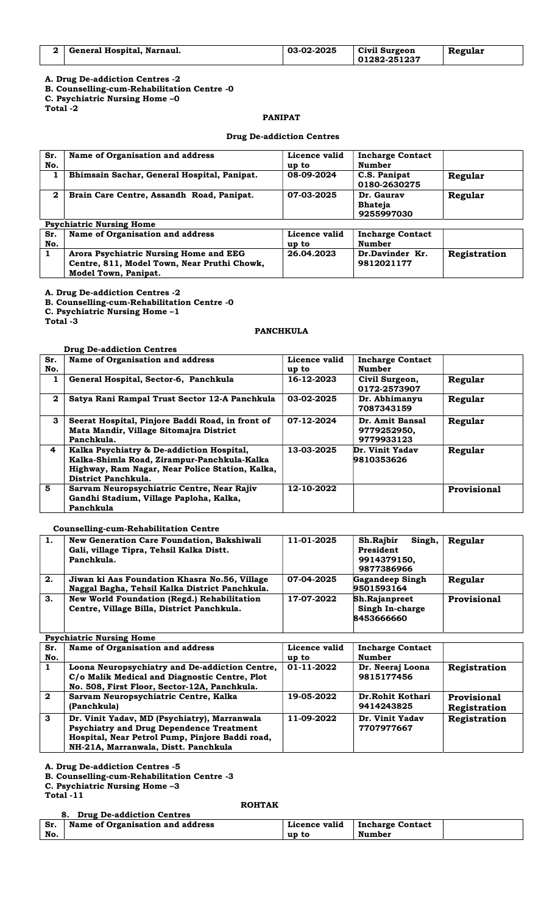| 2 | General Hospital, Narnaul. | 03-02-2025 | Civil Surgeon 01282-251237 | Regular |
|---|---|---|---|---|

**A. Drug De-addiction Centres -2**
**B. Counselling-cum-Rehabilitation Centre -0**
**C. Psychiatric Nursing Home –0**
**Total -2**

## PANIPAT

### Drug De-addiction Centres

| Sr. No. | Name of Organisation and address | Licence valid up to | Incharge Contact Number | |
|---|---|---|---|---|
| 1 | Bhimsain Sachar, General Hospital, Panipat. | 08-09-2024 | C.S. Panipat 0180-2630275 | Regular |
| 2 | Brain Care Centre, Assandh Road, Panipat. | 07-03-2025 | Dr. Gaurav Bhateja 9255997030 | Regular |

**Psychiatric Nursing Home**

| Sr. No. | Name of Organisation and address | Licence valid up to | Incharge Contact Number | |
|---|---|---|---|---|
| 1 | Arora Psychiatric Nursing Home and EEG Centre, 811, Model Town, Near Pruthi Chowk, Model Town, Panipat. | 26.04.2023 | Dr.Davinder Kr. 9812021177 | Registration |

**A. Drug De-addiction Centres -2**
**B. Counselling-cum-Rehabilitation Centre -0**
**C. Psychiatric Nursing Home –1**
**Total -3**

## PANCHKULA

**Drug De-addiction Centres**

| Sr. No. | Name of Organisation and address | Licence valid up to | Incharge Contact Number | |
|---|---|---|---|---|
| 1 | General Hospital, Sector-6, Panchkula | 16-12-2023 | Civil Surgeon, 0172-2573907 | Regular |
| 2 | Satya Rani Rampal Trust Sector 12-A Panchkula | 03-02-2025 | Dr. Abhimanyu 7087343159 | Regular |
| 3 | Seerat Hospital, Pinjore Baddi Road, in front of Mata Mandir, Village Sitomajra District Panchkula. | 07-12-2024 | Dr. Amit Bansal 9779252950, 9779933123 | Regular |
| 4 | Kalka Psychiatry & De-addiction Hospital, Kalka-Shimla Road, Zirampur-Panchkula-Kalka Highway, Ram Nagar, Near Police Station, Kalka, District Panchkula. | 13-03-2025 | Dr. Vinit Yadav 9810353626 | Regular |
| 5 | Sarvam Neuropsychiatric Centre, Near Rajiv Gandhi Stadium, Village Paploha, Kalka, Panchkula | 12-10-2022 | | Provisional |

**Counselling-cum-Rehabilitation Centre**

| | | | | |
|---|---|---|---|---|
| 1. | New Generation Care Foundation, Bakshiwali Gali, village Tipra, Tehsil Kalka Distt. Panchkula. | 11-01-2025 | Sh.Rajbir Singh, President 9914379150, 9877386966 | Regular |
| 2. | Jiwan ki Aas Foundation Khasra No.56, Village Naggal Bagha, Tehsil Kalka District Panchkula. | 07-04-2025 | Gagandeep Singh 9501593164 | Regular |
| 3. | New World Foundation (Regd.) Rehabilitation Centre, Village Billa, District Panchkula. | 17-07-2022 | Sh.Rajanpreet Singh In-charge 8453666660 | Provisional |

**Psychiatric Nursing Home**

| Sr. No. | Name of Organisation and address | Licence valid up to | Incharge Contact Number | |
|---|---|---|---|---|
| 1 | Loona Neuropsychiatry and De-addiction Centre, C/o Malik Medical and Diagnostic Centre, Plot No. 508, First Floor, Sector-12A, Panchkula. | 01-11-2022 | Dr. Neeraj Loona 9815177456 | Registration |
| 2 | Sarvam Neuropsychiatric Centre, Kalka (Panchkula) | 19-05-2022 | Dr.Rohit Kothari 9414243825 | Provisional Registration |
| 3 | Dr. Vinit Yadav, MD (Psychiatry), Marranwala Psychiatry and Drug Dependence Treatment Hospital, Near Petrol Pump, Pinjore Baddi road, NH-21A, Marranwala, Distt. Panchkula | 11-09-2022 | Dr. Vinit Yadav 7707977667 | Registration |

**A. Drug De-addiction Centres -5**
**B. Counselling-cum-Rehabilitation Centre -3**
**C. Psychiatric Nursing Home –3**
**Total -11**

## ROHTAK

**8. Drug De-addiction Centres**

| Sr. No. | Name of Organisation and address | Licence valid up to | Incharge Contact Number | |
|---|---|---|---|---|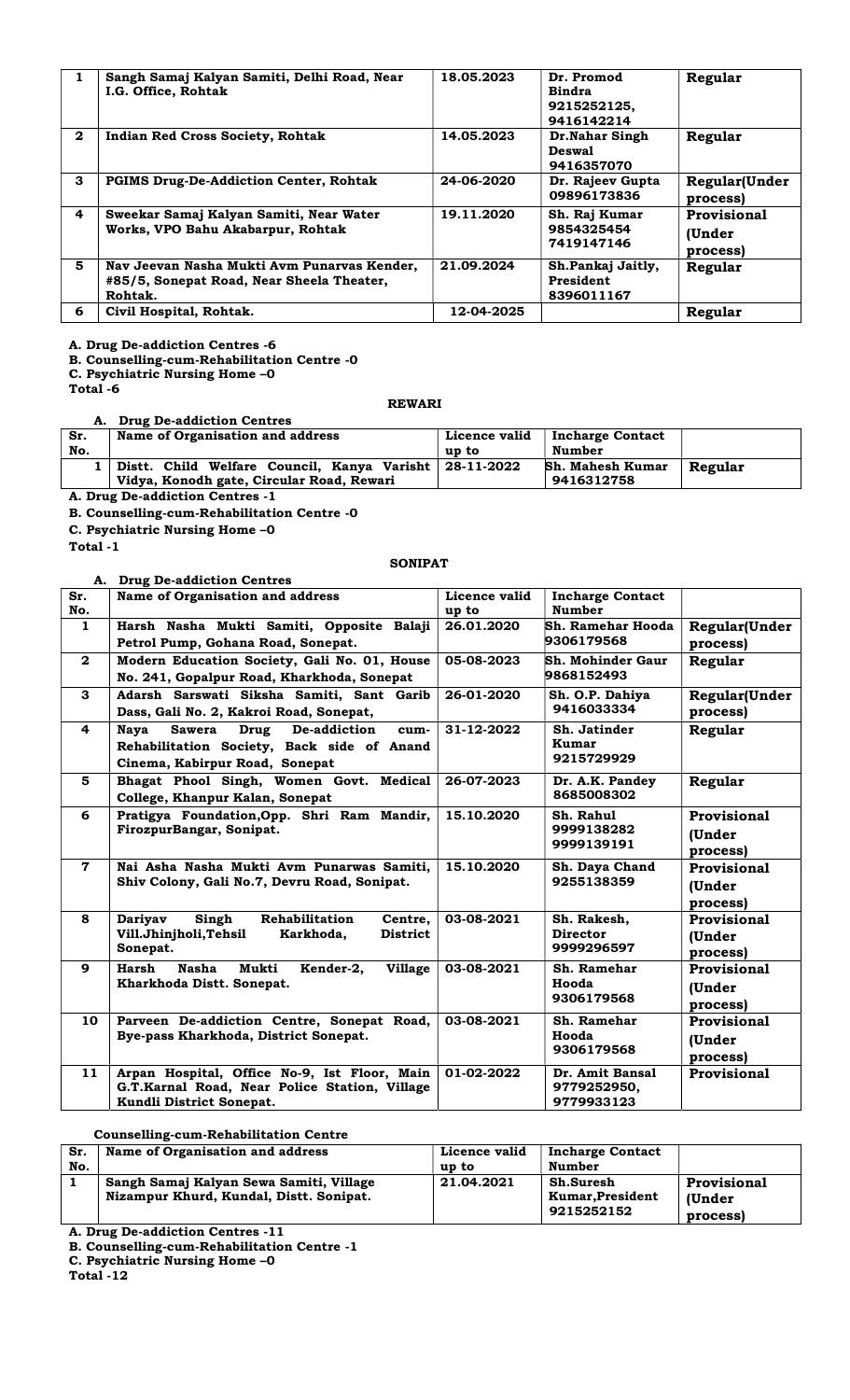| 1 | Sangh Samaj Kalyan Samiti, Delhi Road, Near I.G. Office, Rohtak | 18.05.2023 | Dr. Promod Bindra 9215252125, 9416142214 | Regular |
|---|---|---|---|---|
| 2 | Indian Red Cross Society, Rohtak | 14.05.2023 | Dr.Nahar Singh Deswal 9416357070 | Regular |
| 3 | PGIMS Drug-De-Addiction Center, Rohtak | 24-06-2020 | Dr. Rajeev Gupta 09896173836 | Regular(Under process) |
| 4 | Sweekar Samaj Kalyan Samiti, Near Water Works, VPO Bahu Akabarpur, Rohtak | 19.11.2020 | Sh. Raj Kumar 9854325454 7419147146 | Provisional (Under process) |
| 5 | Nav Jeevan Nasha Mukti Avm Punarvas Kender, #85/5, Sonepat Road, Near Sheela Theater, Rohtak. | 21.09.2024 | Sh.Pankaj Jaitly, President 8396011167 | Regular |
| 6 | Civil Hospital, Rohtak. | 12-04-2025 | | Regular |

**A. Drug De-addiction Centres -6**
**B. Counselling-cum-Rehabilitation Centre -0**
**C. Psychiatric Nursing Home –0**
**Total -6**

## REWARI

**A. Drug De-addiction Centres**

| Sr. No. | Name of Organisation and address | Licence valid up to | Incharge Contact Number | |
|---|---|---|---|---|
| 1 | Distt. Child Welfare Council, Kanya Varisht Vidya, Konodh gate, Circular Road, Rewari | 28-11-2022 | Sh. Mahesh Kumar 9416312758 | Regular |

**A. Drug De-addiction Centres -1**
**B. Counselling-cum-Rehabilitation Centre -0**
**C. Psychiatric Nursing Home –0**
**Total -1**

## SONIPAT

**A. Drug De-addiction Centres**

| Sr. No. | Name of Organisation and address | Licence valid up to | Incharge Contact Number | |
|---|---|---|---|---|
| 1 | Harsh Nasha Mukti Samiti, Opposite Balaji Petrol Pump, Gohana Road, Sonepat. | 26.01.2020 | Sh. Ramehar Hooda 9306179568 | Regular(Under process) |
| 2 | Modern Education Society, Gali No. 01, House No. 241, Gopalpur Road, Kharkhoda, Sonepat | 05-08-2023 | Sh. Mohinder Gaur 9868152493 | Regular |
| 3 | Adarsh Sarswati Siksha Samiti, Sant Garib Dass, Gali No. 2, Kakroi Road, Sonepat, | 26-01-2020 | Sh. O.P. Dahiya 9416033334 | Regular(Under process) |
| 4 | Naya Sawera Drug De-addiction cum-Rehabilitation Society, Back side of Anand Cinema, Kabirpur Road, Sonepat | 31-12-2022 | Sh. Jatinder Kumar 9215729929 | Regular |
| 5 | Bhagat Phool Singh, Women Govt. Medical College, Khanpur Kalan, Sonepat | 26-07-2023 | Dr. A.K. Pandey 8685008302 | Regular |
| 6 | Pratigya Foundation,Opp. Shri Ram Mandir, FirozpurBangar, Sonipat. | 15.10.2020 | Sh. Rahul 9999138282 9999139191 | Provisional (Under process) |
| 7 | Nai Asha Nasha Mukti Avm Punarwas Samiti, Shiv Colony, Gali No.7, Devru Road, Sonipat. | 15.10.2020 | Sh. Daya Chand 9255138359 | Provisional (Under process) |
| 8 | Dariyav Singh Rehabilitation Centre, Vill.Jhinjholi,Tehsil Karkhoda, District Sonepat. | 03-08-2021 | Sh. Rakesh, Director 9999296597 | Provisional (Under process) |
| 9 | Harsh Nasha Mukti Kender-2, Village Kharkhoda Distt. Sonepat. | 03-08-2021 | Sh. Ramehar Hooda 9306179568 | Provisional (Under process) |
| 10 | Parveen De-addiction Centre, Sonepat Road, Bye-pass Kharkhoda, District Sonepat. | 03-08-2021 | Sh. Ramehar Hooda 9306179568 | Provisional (Under process) |
| 11 | Arpan Hospital, Office No-9, Ist Floor, Main G.T.Karnal Road, Near Police Station, Village Kundli District Sonepat. | 01-02-2022 | Dr. Amit Bansal 9779252950, 9779933123 | Provisional |

**Counselling-cum-Rehabilitation Centre**

| Sr. No. | Name of Organisation and address | Licence valid up to | Incharge Contact Number | |
|---|---|---|---|---|
| 1 | Sangh Samaj Kalyan Sewa Samiti, Village Nizampur Khurd, Kundal, Distt. Sonipat. | 21.04.2021 | Sh.Suresh Kumar,President 9215252152 | Provisional (Under process) |

**A. Drug De-addiction Centres -11**
**B. Counselling-cum-Rehabilitation Centre -1**
**C. Psychiatric Nursing Home –0**
**Total -12**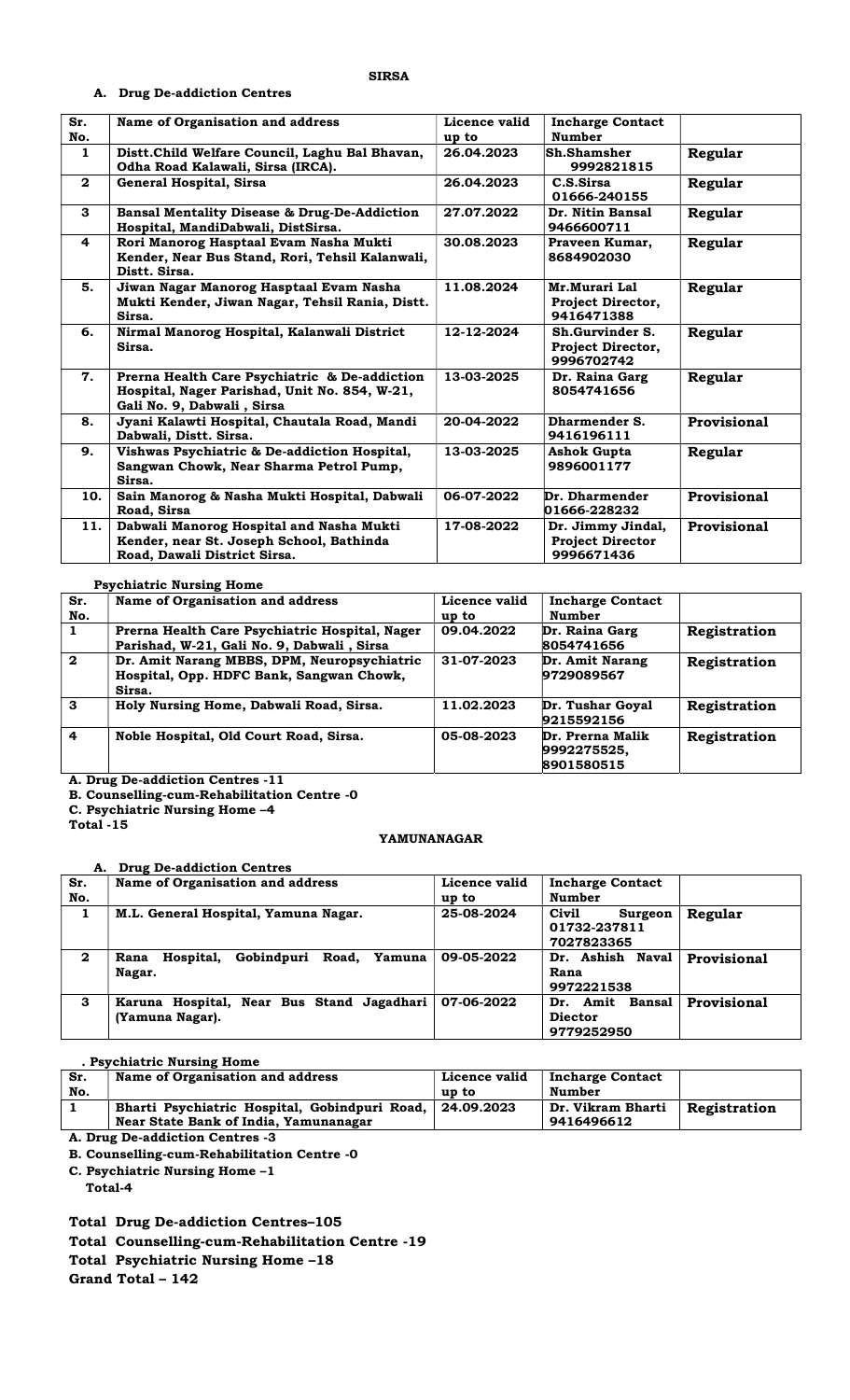## SIRSA

### A. Drug De-addiction Centres

| Sr. No. | Name of Organisation and address | Licence valid up to | Incharge Contact Number | |
|---|---|---|---|---|
| 1 | Distt.Child Welfare Council, Laghu Bal Bhavan, Odha Road Kalawali, Sirsa (IRCA). | 26.04.2023 | Sh.Shamsher 9992821815 | Regular |
| 2 | General Hospital, Sirsa | 26.04.2023 | C.S.Sirsa 01666-240155 | Regular |
| 3 | Bansal Mentality Disease & Drug-De-Addiction Hospital, MandiDabwali, DistSirsa. | 27.07.2022 | Dr. Nitin Bansal 9466600711 | Regular |
| 4 | Rori Manorog Hasptaal Evam Nasha Mukti Kender, Near Bus Stand, Rori, Tehsil Kalanwali, Distt. Sirsa. | 30.08.2023 | Praveen Kumar, 8684902030 | Regular |
| 5. | Jiwan Nagar Manorog Hasptaal Evam Nasha Mukti Kender, Jiwan Nagar, Tehsil Rania, Distt. Sirsa. | 11.08.2024 | Mr.Murari Lal Project Director, 9416471388 | Regular |
| 6. | Nirmal Manorog Hospital, Kalanwali District Sirsa. | 12-12-2024 | Sh.Gurvinder S. Project Director, 9996702742 | Regular |
| 7. | Prerna Health Care Psychiatric & De-addiction Hospital, Nager Parishad, Unit No. 854, W-21, Gali No. 9, Dabwali , Sirsa | 13-03-2025 | Dr. Raina Garg 8054741656 | Regular |
| 8. | Jyani Kalawti Hospital, Chautala Road, Mandi Dabwali, Distt. Sirsa. | 20-04-2022 | Dharmender S. 9416196111 | Provisional |
| 9. | Vishwas Psychiatric & De-addiction Hospital, Sangwan Chowk, Near Sharma Petrol Pump, Sirsa. | 13-03-2025 | Ashok Gupta 9896001177 | Regular |
| 10. | Sain Manorog & Nasha Mukti Hospital, Dabwali Road, Sirsa | 06-07-2022 | Dr. Dharmender 01666-228232 | Provisional |
| 11. | Dabwali Manorog Hospital and Nasha Mukti Kender, near St. Joseph School, Bathinda Road, Dawali District Sirsa. | 17-08-2022 | Dr. Jimmy Jindal, Project Director 9996671436 | Provisional |

### Psychiatric Nursing Home

| Sr. No. | Name of Organisation and address | Licence valid up to | Incharge Contact Number | |
|---|---|---|---|---|
| 1 | Prerna Health Care Psychiatric Hospital, Nager Parishad, W-21, Gali No. 9, Dabwali , Sirsa | 09.04.2022 | Dr. Raina Garg 8054741656 | Registration |
| 2 | Dr. Amit Narang MBBS, DPM, Neuropsychiatric Hospital, Opp. HDFC Bank, Sangwan Chowk, Sirsa. | 31-07-2023 | Dr. Amit Narang 9729089567 | Registration |
| 3 | Holy Nursing Home, Dabwali Road, Sirsa. | 11.02.2023 | Dr. Tushar Goyal 9215592156 | Registration |
| 4 | Noble Hospital, Old Court Road, Sirsa. | 05-08-2023 | Dr. Prerna Malik 9992275525, 8901580515 | Registration |

**A. Drug De-addiction Centres -11**

**B. Counselling-cum-Rehabilitation Centre -0**

**C. Psychiatric Nursing Home –4**

**Total -15**

## YAMUNANAGAR

### A. Drug De-addiction Centres

| Sr. No. | Name of Organisation and address | Licence valid up to | Incharge Contact Number | |
|---|---|---|---|---|
| 1 | M.L. General Hospital, Yamuna Nagar. | 25-08-2024 | Civil Surgeon 01732-237811 7027823365 | Regular |
| 2 | Rana Hospital, Gobindpuri Road, Yamuna Nagar. | 09-05-2022 | Dr. Ashish Naval Rana 9972221538 | Provisional |
| 3 | Karuna Hospital, Near Bus Stand Jagadhari (Yamuna Nagar). | 07-06-2022 | Dr. Amit Bansal Diector 9779252950 | Provisional |

### . Psychiatric Nursing Home

| Sr. No. | Name of Organisation and address | Licence valid up to | Incharge Contact Number | |
|---|---|---|---|---|
| 1 | Bharti Psychiatric Hospital, Gobindpuri Road, Near State Bank of India, Yamunanagar | 24.09.2023 | Dr. Vikram Bharti 9416496612 | Registration |

**A. Drug De-addiction Centres -3**

**B. Counselling-cum-Rehabilitation Centre -0**

**C. Psychiatric Nursing Home –1**

**Total-4**

**Total Drug De-addiction Centres–105**

**Total Counselling-cum-Rehabilitation Centre -19**

**Total Psychiatric Nursing Home –18**

**Grand Total – 142**